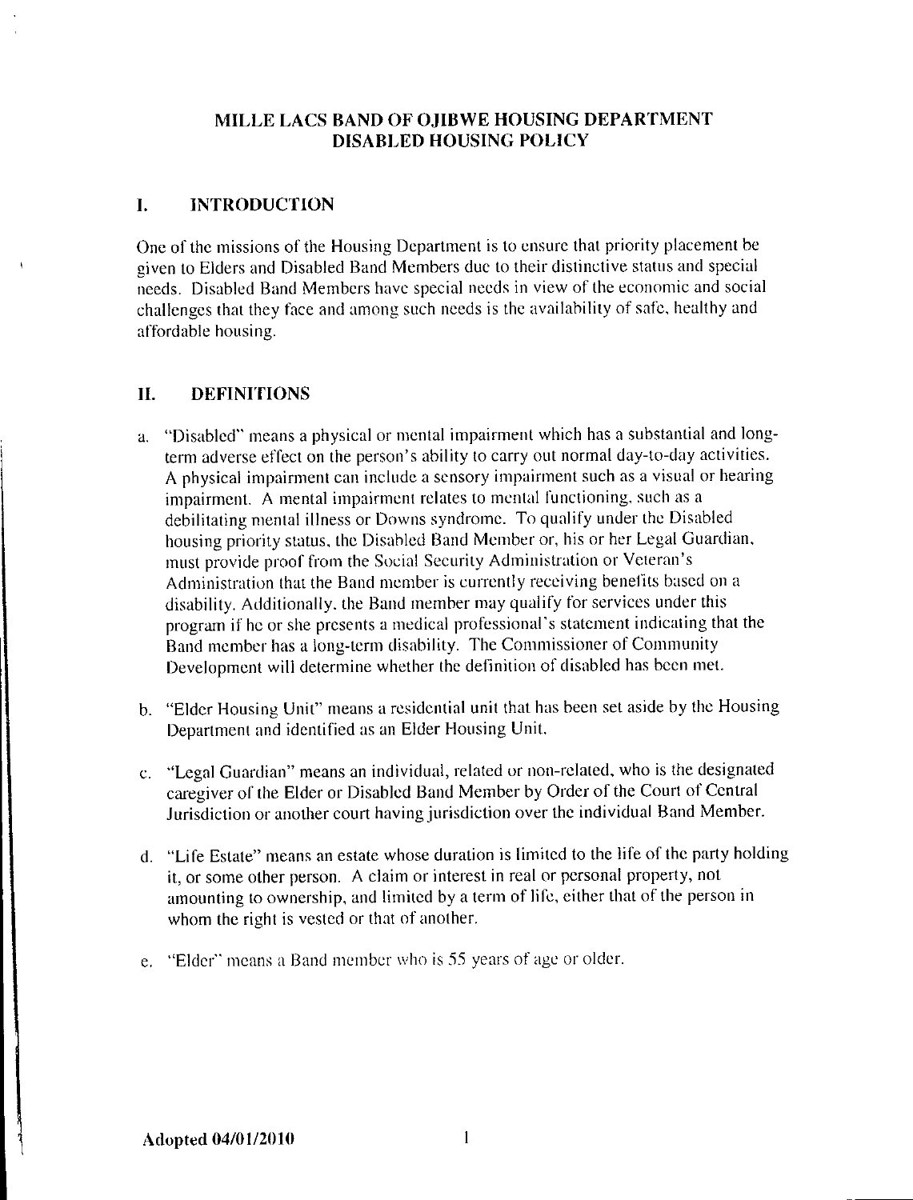# MILLE LACS BAND OF OJIBWE HOUSING DEPARTMENT DISABLED HOUSING POLICY

## I. INTRODUCTION

One of the missions of the Housing Department is to ensure that priority placement be given to Elders and Disabled Band Members due to their distinctive status and special needs. Disabled Band Members have special needs in view of the economic and social challenges that they face and among such needs is the availability of safe, healthy and affordable housing.

## II. DEFINITIONS

a. "Disabled" means a physical or mental impairment which has a substantial and long-term adverse effect on the person's ability to carry out normal day-to-day activities. A physical impairment can include a sensory impairment such as a visual or hearing impairment. A mental impairment relates to mental functioning, such as a debilitating mental illness or Downs syndrome. To qualify under the Disabled housing priority status, the Disabled Band Member or, his or her Legal Guardian, must provide proof from the Social Security Administration or Veteran's Administration that the Band member is currently receiving benefits based on a disability. Additionally, the Band member may qualify for services under this program if he or she presents a medical professional's statement indicating that the Band member has a long-term disability. The Commissioner of Community Development will determine whether the definition of disabled has been met.

b. "Elder Housing Unit" means a residential unit that has been set aside by the Housing Department and identified as an Elder Housing Unit.

c. "Legal Guardian" means an individual, related or non-related, who is the designated caregiver of the Elder or Disabled Band Member by Order of the Court of Central Jurisdiction or another court having jurisdiction over the individual Band Member.

d. "Life Estate" means an estate whose duration is limited to the life of the party holding it, or some other person. A claim or interest in real or personal property, not amounting to ownership, and limited by a term of life, either that of the person in whom the right is vested or that of another.

e. "Elder" means a Band member who is 55 years of age or older.

**Adopted 04/01/2010**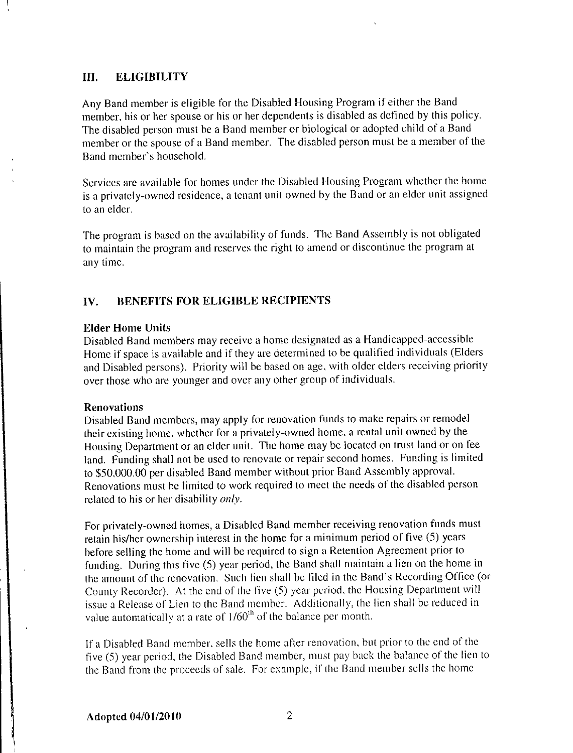## III. ELIGIBILITY

Any Band member is eligible for the Disabled Housing Program if either the Band member, his or her spouse or his or her dependents is disabled as defined by this policy. The disabled person must be a Band member or biological or adopted child of a Band member or the spouse of a Band member. The disabled person must be a member of the Band member's household.

Services are available for homes under the Disabled Housing Program whether the home is a privately-owned residence, a tenant unit owned by the Band or an elder unit assigned to an elder.

The program is based on the availability of funds. The Band Assembly is not obligated to maintain the program and reserves the right to amend or discontinue the program at any time.

## IV. BENEFITS FOR ELIGIBLE RECIPIENTS

**Elder Home Units**

Disabled Band members may receive a home designated as a Handicapped-accessible Home if space is available and if they are determined to be qualified individuals (Elders and Disabled persons). Priority will be based on age, with older elders receiving priority over those who are younger and over any other group of individuals.

**Renovations**

Disabled Band members, may apply for renovation funds to make repairs or remodel their existing home, whether for a privately-owned home, a rental unit owned by the Housing Department or an elder unit. The home may be located on trust land or on fee land. Funding shall not be used to renovate or repair second homes. Funding is limited to $50,000.00 per disabled Band member without prior Band Assembly approval. Renovations must be limited to work required to meet the needs of the disabled person related to his or her disability *only*.

For privately-owned homes, a Disabled Band member receiving renovation funds must retain his/her ownership interest in the home for a minimum period of five (5) years before selling the home and will be required to sign a Retention Agreement prior to funding. During this five (5) year period, the Band shall maintain a lien on the home in the amount of the renovation. Such lien shall be filed in the Band's Recording Office (or County Recorder). At the end of the five (5) year period, the Housing Department will issue a Release of Lien to the Band member. Additionally, the lien shall be reduced in value automatically at a rate of 1/60th of the balance per month.

If a Disabled Band member, sells the home after renovation, but prior to the end of the five (5) year period, the Disabled Band member, must pay back the balance of the lien to the Band from the proceeds of sale. For example, if the Band member sells the home

Adopted 04/01/2010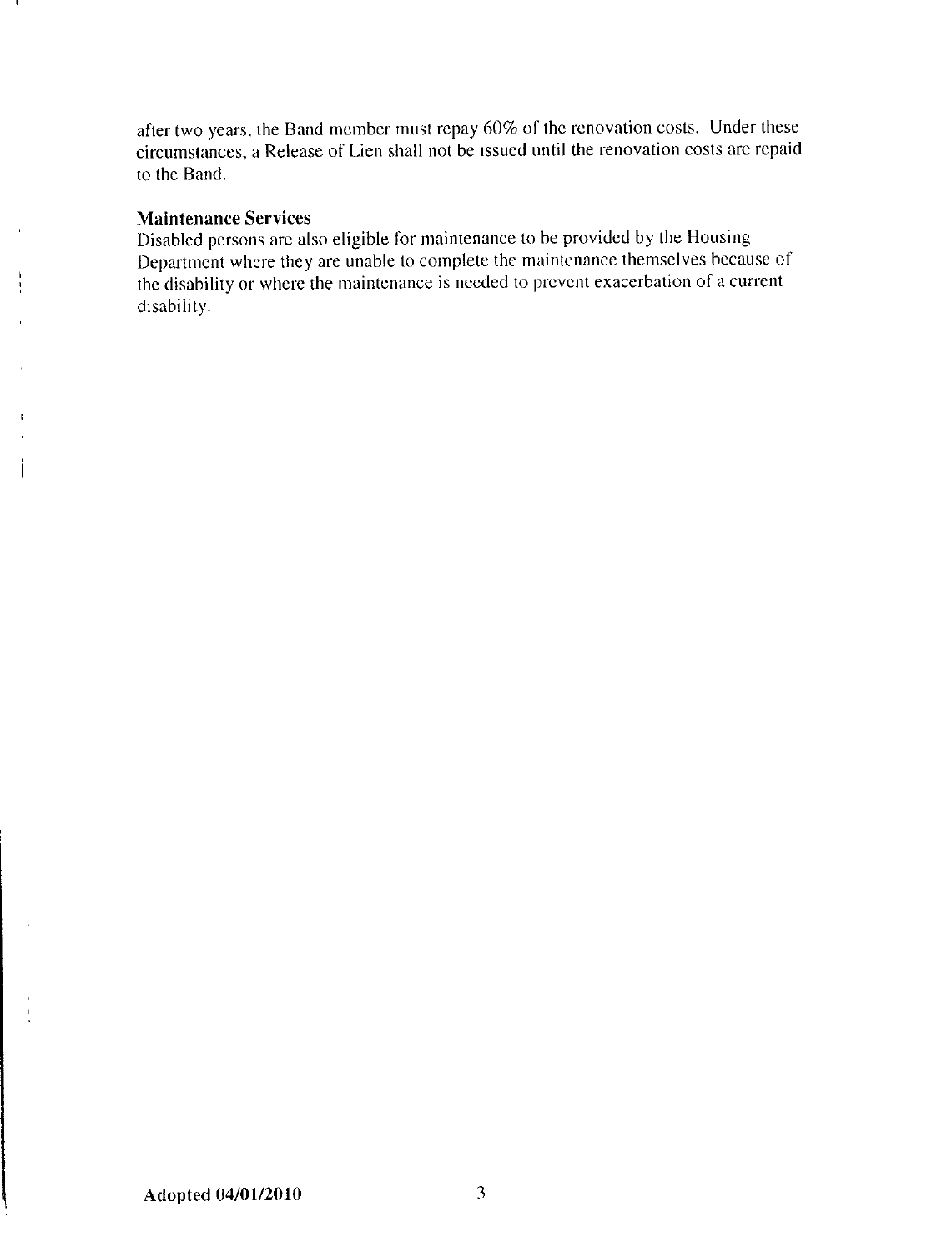after two years, the Band member must repay 60% of the renovation costs. Under these circumstances, a Release of Lien shall not be issued until the renovation costs are repaid to the Band.

**Maintenance Services**

Disabled persons are also eligible for maintenance to be provided by the Housing Department where they are unable to complete the maintenance themselves because of the disability or where the maintenance is needed to prevent exacerbation of a current disability.

**Adopted 04/01/2010**